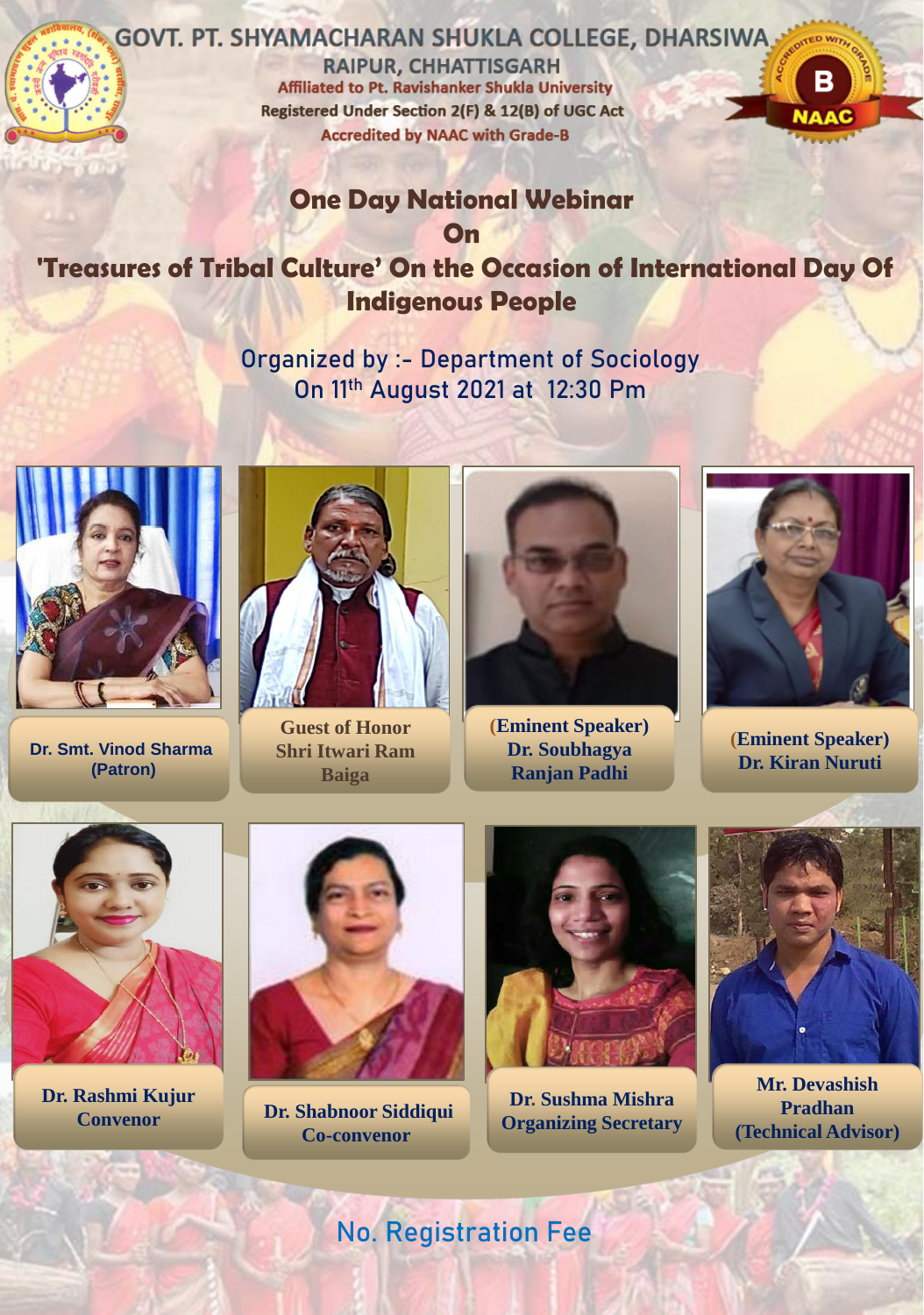# GOVT. PT. SHYAMACHARAN SHUKLA COLLEGE, DHARSIWA

**RAIPUR, CHHATTISGARH**

Affiliated to Pt. Ravishanker Shukla University

Registered Under Section 2(F) & 12(B) of UGC Act

Accredited by NAAC with Grade-B

## One Day National Webinar On 'Treasures of Tribal Culture' On the Occasion of International Day Of Indigenous People

Organized by :- Department of Sociology

On 11th August 2021 at 12:30 Pm

**Dr. Smt. Vinod Sharma (Patron)**

**Guest of Honor Shri Itwari Ram Baiga**

**(Eminent Speaker) Dr. Soubhagya Ranjan Padhi**

**(Eminent Speaker) Dr. Kiran Nuruti**

**Dr. Rashmi Kujur Convenor**

**Dr. Shabnoor Siddiqui Co-convenor**

**Dr. Sushma Mishra Organizing Secretary**

**Mr. Devashish Pradhan (Technical Advisor)**

No. Registration Fee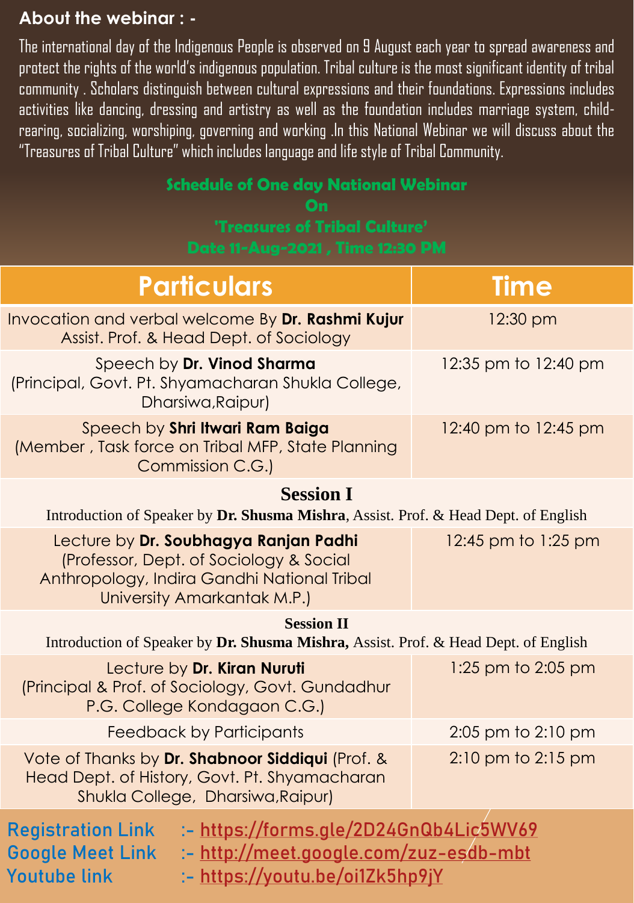## About the webinar : -

The international day of the Indigenous People is observed on 9 August each year to spread awareness and protect the rights of the world's indigenous population. Tribal culture is the most significant identity of tribal community . Scholars distinguish between cultural expressions and their foundations. Expressions includes activities like dancing, dressing and artistry as well as the foundation includes marriage system, child-rearing, socializing, worshiping, governing and working .In this National Webinar we will discuss about the "Treasures of Tribal Culture" which includes language and life style of Tribal Community.

**Schedule of One day National Webinar**
**On**
**'Treasures of Tribal Culture'**
**Date 11-Aug-2021 , Time 12:30 PM**

| Particulars | Time |
|---|---|
| Invocation and verbal welcome By **Dr. Rashmi Kujur** Assist. Prof. & Head Dept. of Sociology | 12:30 pm |
| Speech by **Dr. Vinod Sharma** (Principal, Govt. Pt. Shyamacharan Shukla College, Dharsiwa,Raipur) | 12:35 pm to 12:40 pm |
| Speech by **Shri Itwari Ram Baiga** (Member , Task force on Tribal MFP, State Planning Commission C.G.) | 12:40 pm to 12:45 pm |
| **Session I** Introduction of Speaker by **Dr. Shusma Mishra**, Assist. Prof. & Head Dept. of English | |
| Lecture by **Dr. Soubhagya Ranjan Padhi** (Professor, Dept. of Sociology & Social Anthropology, Indira Gandhi National Tribal University Amarkantak M.P.) | 12:45 pm to 1:25 pm |
| **Session II** Introduction of Speaker by **Dr. Shusma Mishra,** Assist. Prof. & Head Dept. of English | |
| Lecture by **Dr. Kiran Nuruti** (Principal & Prof. of Sociology, Govt. Gundadhur P.G. College Kondagaon C.G.) | 1:25 pm to 2:05 pm |
| Feedback by Participants | 2:05 pm to 2:10 pm |
| Vote of Thanks by **Dr. Shabnoor Siddiqui** (Prof. & Head Dept. of History, Govt. Pt. Shyamacharan Shukla College, Dharsiwa,Raipur) | 2:10 pm to 2:15 pm |

Registration Link :- https://forms.gle/2D24GnQb4Lic5WV69
Google Meet Link :- http://meet.google.com/zuz-esdb-mbt
Youtube link :- https://youtu.be/oi1Zk5hp9jY